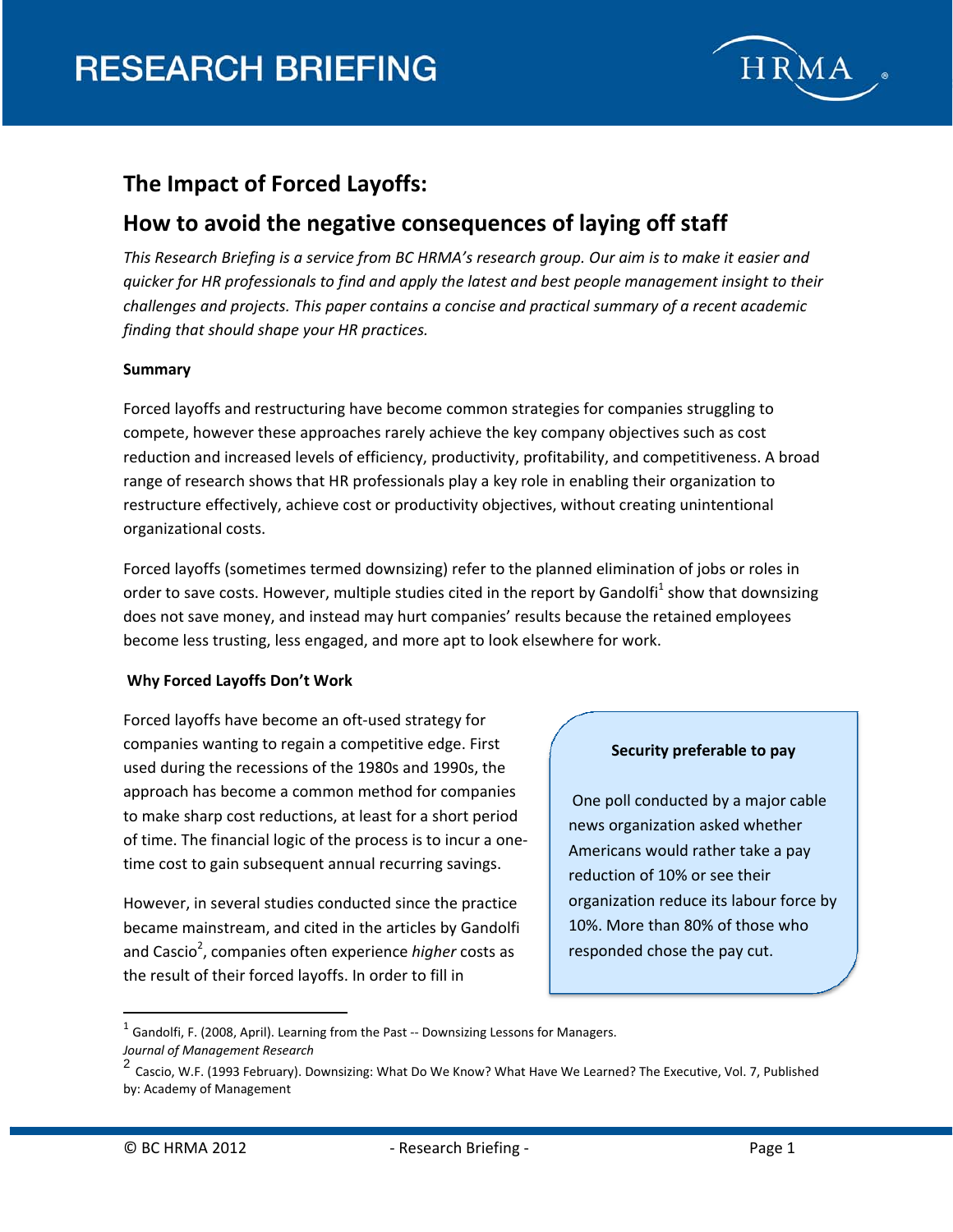# RESEARCH BEARING

# RESEARCH BRIEFING

## The Impact of Forced Layoffs:

## How to avoid the negative consequences of laying off staff

*This Research Briefing is a service from BC HRMA's research group. Our aim is to make it easier and quicker for HR professionals to find and apply the latest and best people management insight to their challenges and projects. This paper contains a concise and practical summary of a recent academic finding that should shape your HR practices.*

**Summary**

Forced layoffs and restructuring have become common strategies for companies struggling to compete, however these approaches rarely achieve the key company objectives such as cost reduction and increased levels of efficiency, productivity, profitability, and competitiveness. A broad range of research shows that HR professionals play a key role in enabling their organization to restructure effectively, achieve cost or productivity objectives, without creating unintentional organizational costs.

Forced layoffs (sometimes termed downsizing) refer to the planned elimination of jobs or roles in order to save costs. However, multiple studies cited in the report by Gandolfi[1] show that downsizing does not save money, and instead may hurt companies' results because the retained employees become less trusting, less engaged, and more apt to look elsewhere for work.

**Why Forced Layoffs Don't Work**

Forced layoffs have become an oft-used strategy for companies wanting to regain a competitive edge. First used during the recessions of the 1980s and 1990s, the approach has become a common method for companies to make sharp cost reductions, at least for a short period of time. The financial logic of the process is to incur a one-time cost to gain subsequent annual recurring savings.

However, in several studies conducted since the practice became mainstream, and cited in the articles by Gandolfi and Cascio[2], companies often experience *higher* costs as the result of their forced layoffs. In order to fill in

> **Security preferable to pay**
>
> One poll conducted by a major cable news organization asked whether Americans would rather take a pay reduction of 10% or see their organization reduce its labour force by 10%. More than 80% of those who responded chose the pay cut.

[1] Gandolfi, F. (2008, April). Learning from the Past -- Downsizing Lessons for Managers. *Journal of Management Research*

[2] Cascio, W.F. (1993 February). Downsizing: What Do We Know? What Have We Learned? The Executive, Vol. 7, Published by: Academy of Management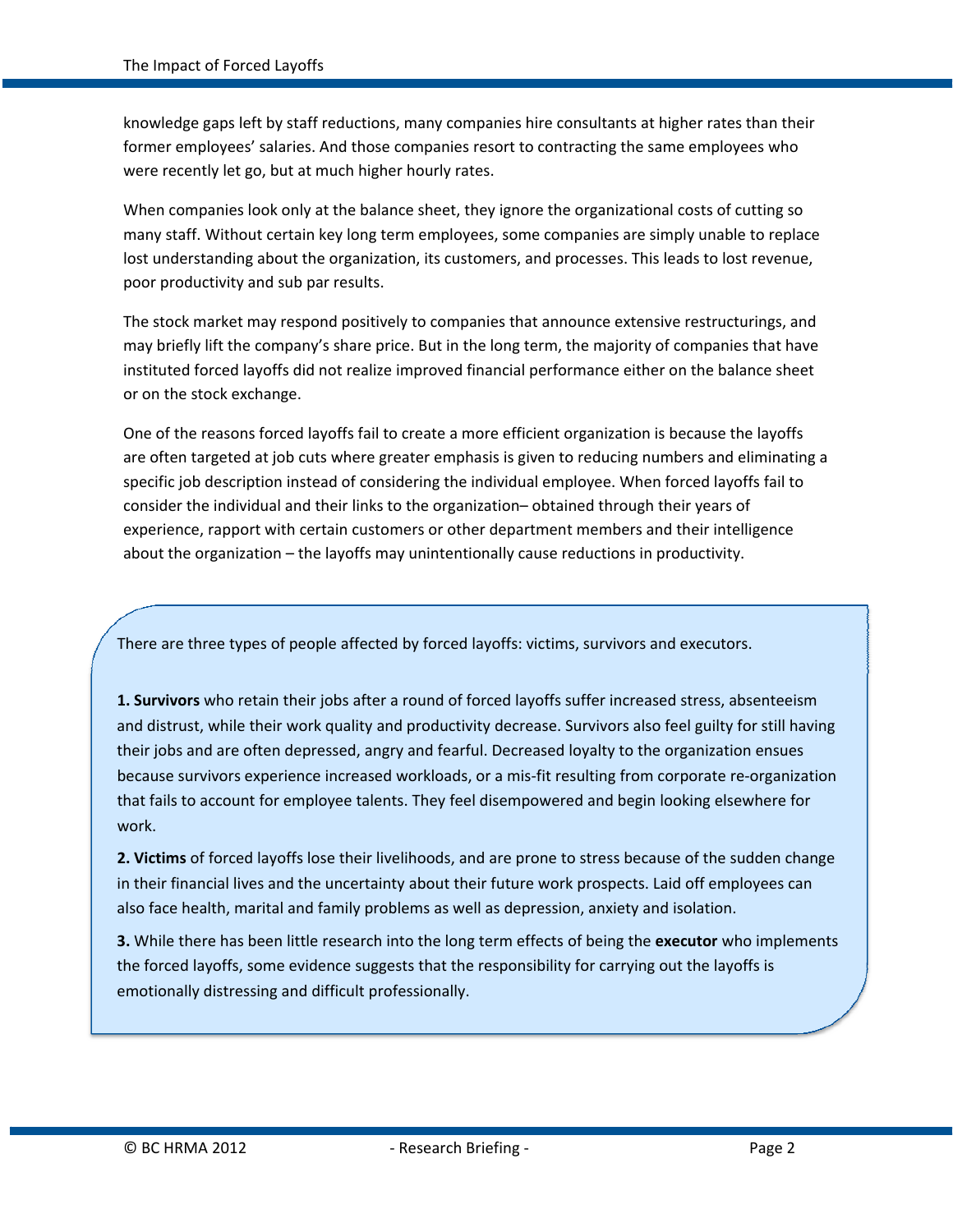knowledge gaps left by staff reductions, many companies hire consultants at higher rates than their former employees' salaries. And those companies resort to contracting the same employees who were recently let go, but at much higher hourly rates.

When companies look only at the balance sheet, they ignore the organizational costs of cutting so many staff. Without certain key long term employees, some companies are simply unable to replace lost understanding about the organization, its customers, and processes. This leads to lost revenue, poor productivity and sub par results.

The stock market may respond positively to companies that announce extensive restructurings, and may briefly lift the company's share price. But in the long term, the majority of companies that have instituted forced layoffs did not realize improved financial performance either on the balance sheet or on the stock exchange.

One of the reasons forced layoffs fail to create a more efficient organization is because the layoffs are often targeted at job cuts where greater emphasis is given to reducing numbers and eliminating a specific job description instead of considering the individual employee. When forced layoffs fail to consider the individual and their links to the organization– obtained through their years of experience, rapport with certain customers or other department members and their intelligence about the organization – the layoffs may unintentionally cause reductions in productivity.

There are three types of people affected by forced layoffs: victims, survivors and executors.

**1. Survivors** who retain their jobs after a round of forced layoffs suffer increased stress, absenteeism and distrust, while their work quality and productivity decrease. Survivors also feel guilty for still having their jobs and are often depressed, angry and fearful. Decreased loyalty to the organization ensues because survivors experience increased workloads, or a mis-fit resulting from corporate re-organization that fails to account for employee talents. They feel disempowered and begin looking elsewhere for work.

**2. Victims** of forced layoffs lose their livelihoods, and are prone to stress because of the sudden change in their financial lives and the uncertainty about their future work prospects. Laid off employees can also face health, marital and family problems as well as depression, anxiety and isolation.

**3.** While there has been little research into the long term effects of being the **executor** who implements the forced layoffs, some evidence suggests that the responsibility for carrying out the layoffs is emotionally distressing and difficult professionally.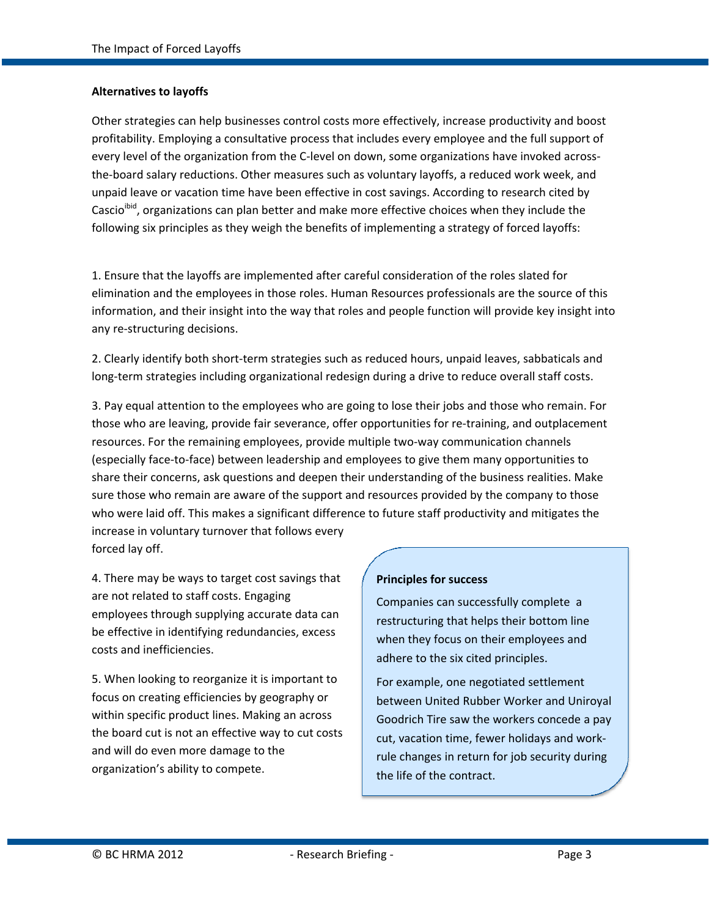### Alternatives to layoffs

Other strategies can help businesses control costs more effectively, increase productivity and boost profitability. Employing a consultative process that includes every employee and the full support of every level of the organization from the C-level on down, some organizations have invoked across-the-board salary reductions. Other measures such as voluntary layoffs, a reduced work week, and unpaid leave or vacation time have been effective in cost savings. According to research cited by Cascio[ibid], organizations can plan better and make more effective choices when they include the following six principles as they weigh the benefits of implementing a strategy of forced layoffs:

1. Ensure that the layoffs are implemented after careful consideration of the roles slated for elimination and the employees in those roles. Human Resources professionals are the source of this information, and their insight into the way that roles and people function will provide key insight into any re-structuring decisions.

2. Clearly identify both short-term strategies such as reduced hours, unpaid leaves, sabbaticals and long-term strategies including organizational redesign during a drive to reduce overall staff costs.

3. Pay equal attention to the employees who are going to lose their jobs and those who remain. For those who are leaving, provide fair severance, offer opportunities for re-training, and outplacement resources. For the remaining employees, provide multiple two-way communication channels (especially face-to-face) between leadership and employees to give them many opportunities to share their concerns, ask questions and deepen their understanding of the business realities. Make sure those who remain are aware of the support and resources provided by the company to those who were laid off. This makes a significant difference to future staff productivity and mitigates the increase in voluntary turnover that follows every forced lay off.

4. There may be ways to target cost savings that are not related to staff costs. Engaging employees through supplying accurate data can be effective in identifying redundancies, excess costs and inefficiencies.

5. When looking to reorganize it is important to focus on creating efficiencies by geography or within specific product lines. Making an across the board cut is not an effective way to cut costs and will do even more damage to the organization's ability to compete.

**Principles for success**

Companies can successfully complete a restructuring that helps their bottom line when they focus on their employees and adhere to the six cited principles.

For example, one negotiated settlement between United Rubber Worker and Uniroyal Goodrich Tire saw the workers concede a pay cut, vacation time, fewer holidays and work-rule changes in return for job security during the life of the contract.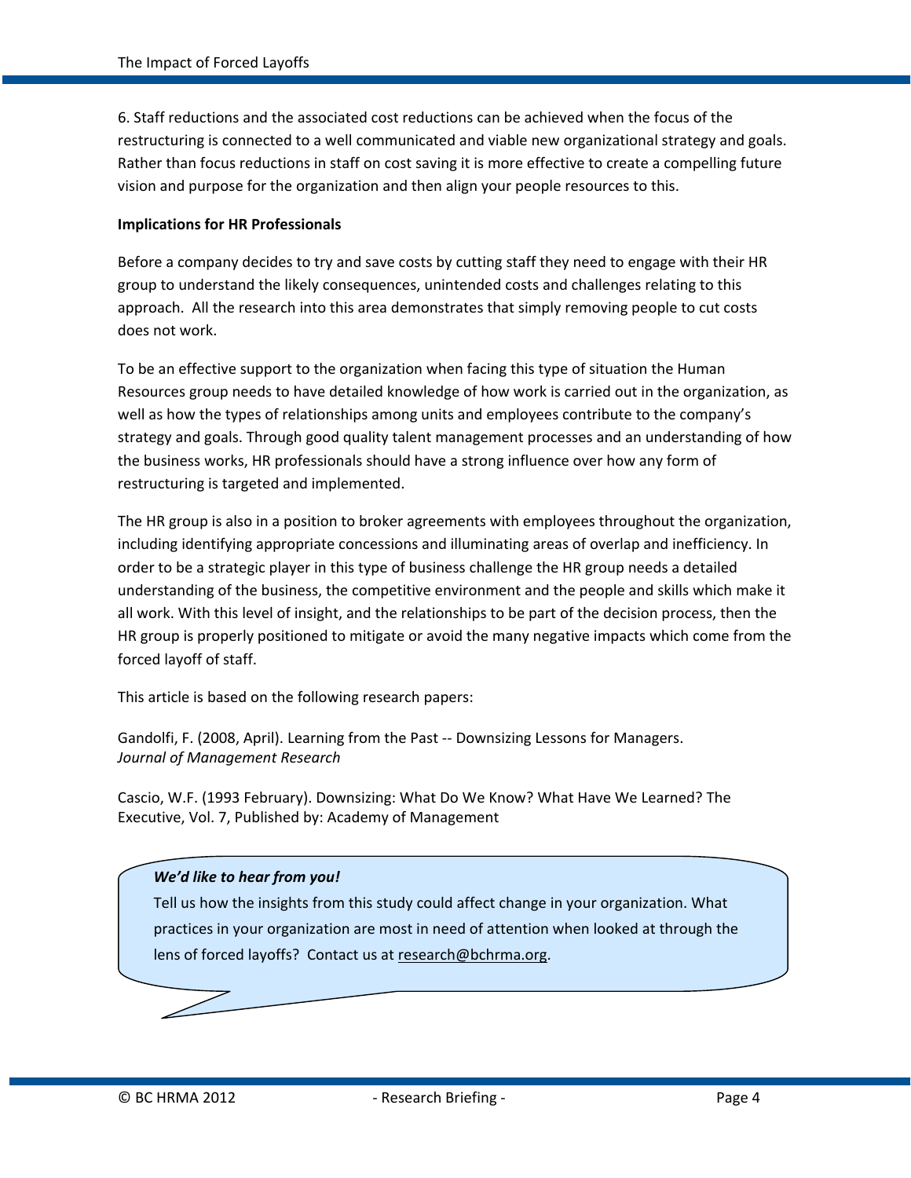6. Staff reductions and the associated cost reductions can be achieved when the focus of the restructuring is connected to a well communicated and viable new organizational strategy and goals. Rather than focus reductions in staff on cost saving it is more effective to create a compelling future vision and purpose for the organization and then align your people resources to this.

**Implications for HR Professionals**

Before a company decides to try and save costs by cutting staff they need to engage with their HR group to understand the likely consequences, unintended costs and challenges relating to this approach. All the research into this area demonstrates that simply removing people to cut costs does not work.

To be an effective support to the organization when facing this type of situation the Human Resources group needs to have detailed knowledge of how work is carried out in the organization, as well as how the types of relationships among units and employees contribute to the company's strategy and goals. Through good quality talent management processes and an understanding of how the business works, HR professionals should have a strong influence over how any form of restructuring is targeted and implemented.

The HR group is also in a position to broker agreements with employees throughout the organization, including identifying appropriate concessions and illuminating areas of overlap and inefficiency. In order to be a strategic player in this type of business challenge the HR group needs a detailed understanding of the business, the competitive environment and the people and skills which make it all work. With this level of insight, and the relationships to be part of the decision process, then the HR group is properly positioned to mitigate or avoid the many negative impacts which come from the forced layoff of staff.

This article is based on the following research papers:

Gandolfi, F. (2008, April). Learning from the Past -- Downsizing Lessons for Managers. *Journal of Management Research*

Cascio, W.F. (1993 February). Downsizing: What Do We Know? What Have We Learned? The Executive, Vol. 7, Published by: Academy of Management

***We'd like to hear from you!***

Tell us how the insights from this study could affect change in your organization. What practices in your organization are most in need of attention when looked at through the lens of forced layoffs? Contact us at research@bchrma.org.